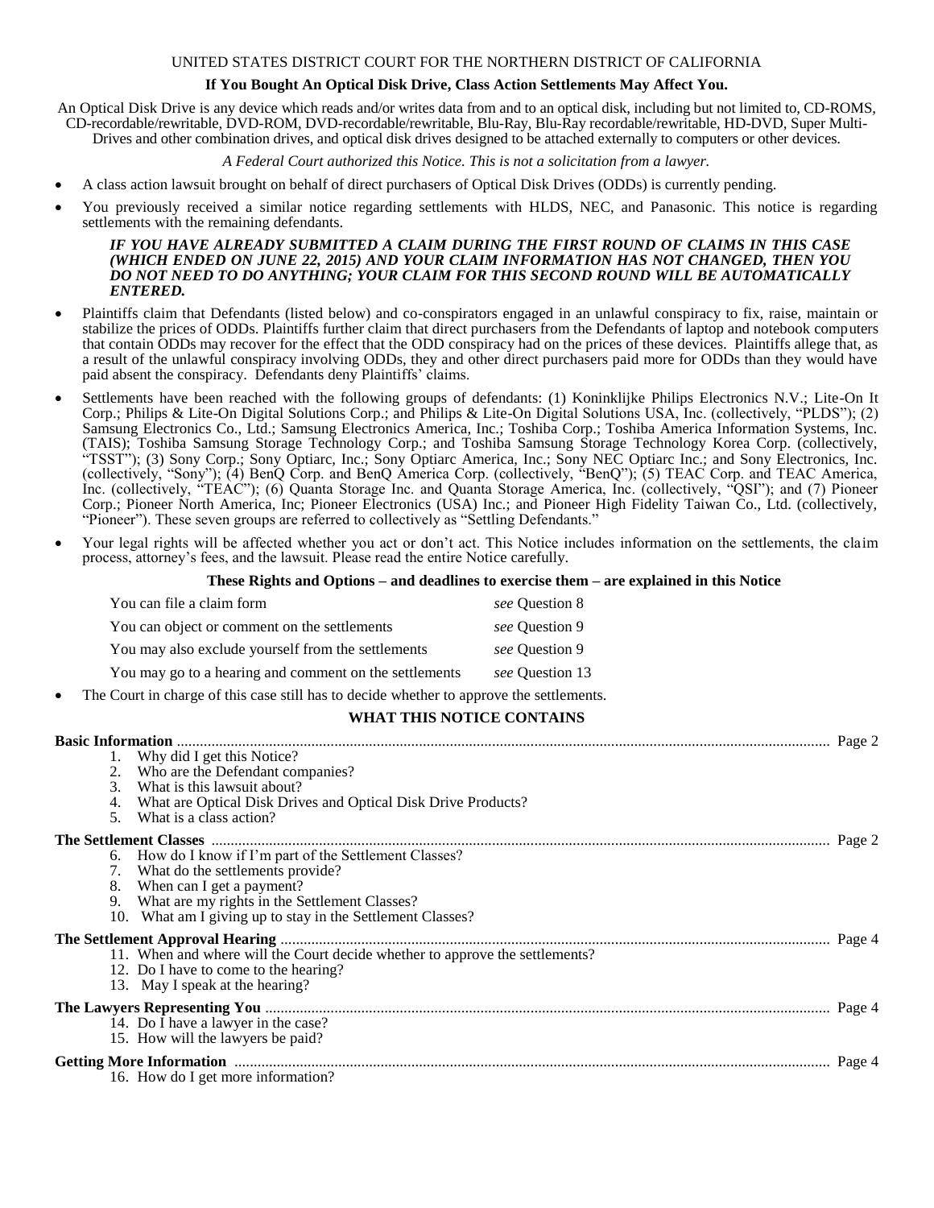UNITED STATES DISTRICT COURT FOR THE NORTHERN DISTRICT OF CALIFORNIA

**If You Bought An Optical Disk Drive, Class Action Settlements May Affect You.**

An Optical Disk Drive is any device which reads and/or writes data from and to an optical disk, including but not limited to, CD-ROMS, CD-recordable/rewritable, DVD-ROM, DVD-recordable/rewritable, Blu-Ray, Blu-Ray recordable/rewritable, HD-DVD, Super Multi-Drives and other combination drives, and optical disk drives designed to be attached externally to computers or other devices.

*A Federal Court authorized this Notice. This is not a solicitation from a lawyer.*

- A class action lawsuit brought on behalf of direct purchasers of Optical Disk Drives (ODDs) is currently pending.
- You previously received a similar notice regarding settlements with HLDS, NEC, and Panasonic. This notice is regarding settlements with the remaining defendants.

***IF YOU HAVE ALREADY SUBMITTED A CLAIM DURING THE FIRST ROUND OF CLAIMS IN THIS CASE (WHICH ENDED ON JUNE 22, 2015) AND YOUR CLAIM INFORMATION HAS NOT CHANGED, THEN YOU DO NOT NEED TO DO ANYTHING; YOUR CLAIM FOR THIS SECOND ROUND WILL BE AUTOMATICALLY ENTERED.***

- Plaintiffs claim that Defendants (listed below) and co-conspirators engaged in an unlawful conspiracy to fix, raise, maintain or stabilize the prices of ODDs. Plaintiffs further claim that direct purchasers from the Defendants of laptop and notebook computers that contain ODDs may recover for the effect that the ODD conspiracy had on the prices of these devices. Plaintiffs allege that, as a result of the unlawful conspiracy involving ODDs, they and other direct purchasers paid more for ODDs than they would have paid absent the conspiracy. Defendants deny Plaintiffs' claims.
- Settlements have been reached with the following groups of defendants: (1) Koninklijke Philips Electronics N.V.; Lite-On It Corp.; Philips & Lite-On Digital Solutions Corp.; and Philips & Lite-On Digital Solutions USA, Inc. (collectively, "PLDS"); (2) Samsung Electronics Co., Ltd.; Samsung Electronics America, Inc.; Toshiba Corp.; Toshiba America Information Systems, Inc. (TAIS); Toshiba Samsung Storage Technology Corp.; and Toshiba Samsung Storage Technology Korea Corp. (collectively, "TSST"); (3) Sony Corp.; Sony Optiarc, Inc.; Sony Optiarc America, Inc.; Sony NEC Optiarc Inc.; and Sony Electronics, Inc. (collectively, "Sony"); (4) BenQ Corp. and BenQ America Corp. (collectively, "BenQ"); (5) TEAC Corp. and TEAC America, Inc. (collectively, "TEAC"); (6) Quanta Storage Inc. and Quanta Storage America, Inc. (collectively, "QSI"); and (7) Pioneer Corp.; Pioneer North America, Inc; Pioneer Electronics (USA) Inc.; and Pioneer High Fidelity Taiwan Co., Ltd. (collectively, "Pioneer"). These seven groups are referred to collectively as "Settling Defendants."
- Your legal rights will be affected whether you act or don't act. This Notice includes information on the settlements, the claim process, attorney's fees, and the lawsuit. Please read the entire Notice carefully.

**These Rights and Options – and deadlines to exercise them – are explained in this Notice**

| | |
|---|---|
| You can file a claim form | *see* Question 8 |
| You can object or comment on the settlements | *see* Question 9 |
| You may also exclude yourself from the settlements | *see* Question 9 |
| You may go to a hearing and comment on the settlements | *see* Question 13 |

- The Court in charge of this case still has to decide whether to approve the settlements.

## WHAT THIS NOTICE CONTAINS

**Basic Information** .......... Page 2

1. Why did I get this Notice?
2. Who are the Defendant companies?
3. What is this lawsuit about?
4. What are Optical Disk Drives and Optical Disk Drive Products?
5. What is a class action?

**The Settlement Classes** .......... Page 2

6. How do I know if I'm part of the Settlement Classes?
7. What do the settlements provide?
8. When can I get a payment?
9. What are my rights in the Settlement Classes?
10. What am I giving up to stay in the Settlement Classes?

**The Settlement Approval Hearing** .......... Page 4

11. When and where will the Court decide whether to approve the settlements?
12. Do I have to come to the hearing?
13. May I speak at the hearing?

**The Lawyers Representing You** .......... Page 4

14. Do I have a lawyer in the case?
15. How will the lawyers be paid?

**Getting More Information** .......... Page 4

16. How do I get more information?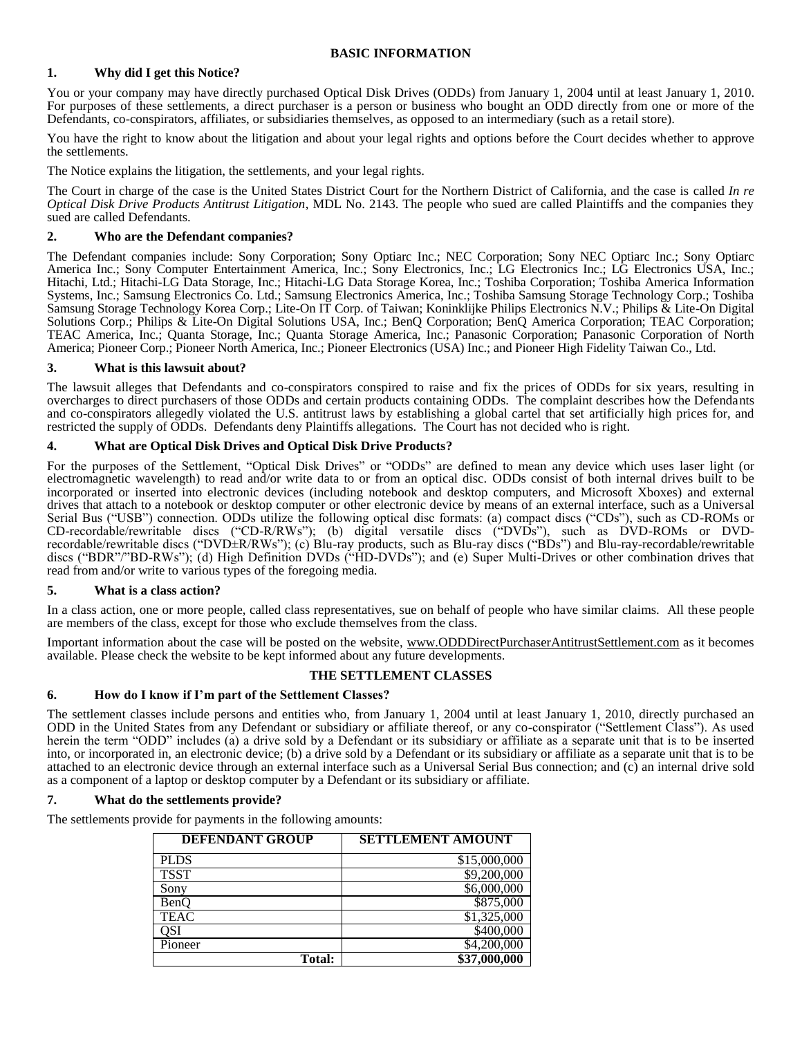## BASIC INFORMATION

### 1. Why did I get this Notice?

You or your company may have directly purchased Optical Disk Drives (ODDs) from January 1, 2004 until at least January 1, 2010. For purposes of these settlements, a direct purchaser is a person or business who bought an ODD directly from one or more of the Defendants, co-conspirators, affiliates, or subsidiaries themselves, as opposed to an intermediary (such as a retail store).

You have the right to know about the litigation and about your legal rights and options before the Court decides whether to approve the settlements.

The Notice explains the litigation, the settlements, and your legal rights.

The Court in charge of the case is the United States District Court for the Northern District of California, and the case is called *In re Optical Disk Drive Products Antitrust Litigation*, MDL No. 2143. The people who sued are called Plaintiffs and the companies they sued are called Defendants.

### 2. Who are the Defendant companies?

The Defendant companies include: Sony Corporation; Sony Optiarc Inc.; NEC Corporation; Sony NEC Optiarc Inc.; Sony Optiarc America Inc.; Sony Computer Entertainment America, Inc.; Sony Electronics, Inc.; LG Electronics Inc.; LG Electronics USA, Inc.; Hitachi, Ltd.; Hitachi-LG Data Storage, Inc.; Hitachi-LG Data Storage Korea, Inc.; Toshiba Corporation; Toshiba America Information Systems, Inc.; Samsung Electronics Co. Ltd.; Samsung Electronics America, Inc.; Toshiba Samsung Storage Technology Corp.; Toshiba Samsung Storage Technology Korea Corp.; Lite-On IT Corp. of Taiwan; Koninklijke Philips Electronics N.V.; Philips & Lite-On Digital Solutions Corp.; Philips & Lite-On Digital Solutions USA, Inc.; BenQ Corporation; BenQ America Corporation; TEAC Corporation; TEAC America, Inc.; Quanta Storage, Inc.; Quanta Storage America, Inc.; Panasonic Corporation; Panasonic Corporation of North America; Pioneer Corp.; Pioneer North America, Inc.; Pioneer Electronics (USA) Inc.; and Pioneer High Fidelity Taiwan Co., Ltd.

### 3. What is this lawsuit about?

The lawsuit alleges that Defendants and co-conspirators conspired to raise and fix the prices of ODDs for six years, resulting in overcharges to direct purchasers of those ODDs and certain products containing ODDs. The complaint describes how the Defendants and co-conspirators allegedly violated the U.S. antitrust laws by establishing a global cartel that set artificially high prices for, and restricted the supply of ODDs. Defendants deny Plaintiffs allegations. The Court has not decided who is right.

### 4. What are Optical Disk Drives and Optical Disk Drive Products?

For the purposes of the Settlement, "Optical Disk Drives" or "ODDs" are defined to mean any device which uses laser light (or electromagnetic wavelength) to read and/or write data to or from an optical disc. ODDs consist of both internal drives built to be incorporated or inserted into electronic devices (including notebook and desktop computers, and Microsoft Xboxes) and external drives that attach to a notebook or desktop computer or other electronic device by means of an external interface, such as a Universal Serial Bus ("USB") connection. ODDs utilize the following optical disc formats: (a) compact discs ("CDs"), such as CD-ROMs or CD-recordable/rewritable discs ("CD-R/RWs"); (b) digital versatile discs ("DVDs"), such as DVD-ROMs or DVD-recordable/rewritable discs ("DVD±R/RWs"); (c) Blu-ray products, such as Blu-ray discs ("BDs") and Blu-ray-recordable/rewritable discs ("BDR"/"BD-RWs"); (d) High Definition DVDs ("HD-DVDs"); and (e) Super Multi-Drives or other combination drives that read from and/or write to various types of the foregoing media.

### 5. What is a class action?

In a class action, one or more people, called class representatives, sue on behalf of people who have similar claims. All these people are members of the class, except for those who exclude themselves from the class.

Important information about the case will be posted on the website, www.ODDDirectPurchaserAntitrustSettlement.com as it becomes available. Please check the website to be kept informed about any future developments.

## THE SETTLEMENT CLASSES

### 6. How do I know if I'm part of the Settlement Classes?

The settlement classes include persons and entities who, from January 1, 2004 until at least January 1, 2010, directly purchased an ODD in the United States from any Defendant or subsidiary or affiliate thereof, or any co-conspirator ("Settlement Class"). As used herein the term "ODD" includes (a) a drive sold by a Defendant or its subsidiary or affiliate as a separate unit that is to be inserted into, or incorporated in, an electronic device; (b) a drive sold by a Defendant or its subsidiary or affiliate as a separate unit that is to be attached to an electronic device through an external interface such as a Universal Serial Bus connection; and (c) an internal drive sold as a component of a laptop or desktop computer by a Defendant or its subsidiary or affiliate.

### 7. What do the settlements provide?

The settlements provide for payments in the following amounts:

| DEFENDANT GROUP | SETTLEMENT AMOUNT |
|---|---|
| PLDS | $15,000,000 |
| TSST | $9,200,000 |
| Sony | $6,000,000 |
| BenQ | $875,000 |
| TEAC | $1,325,000 |
| QSI | $400,000 |
| Pioneer | $4,200,000 |
| **Total:** | **$37,000,000** |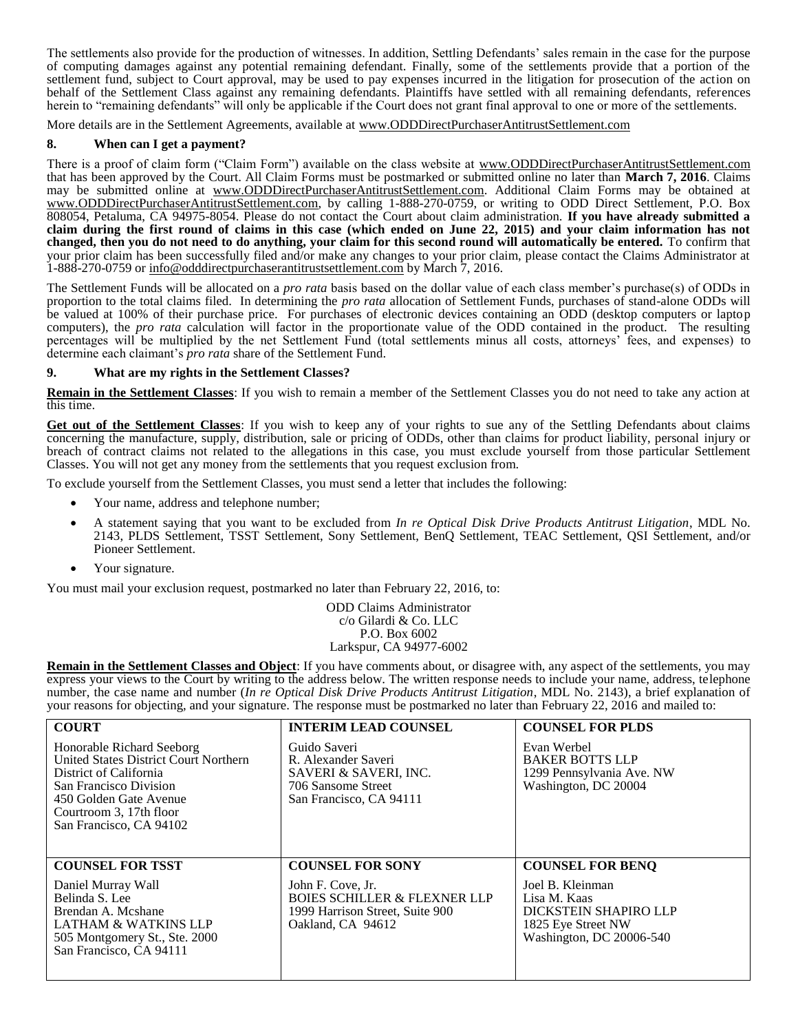The settlements also provide for the production of witnesses. In addition, Settling Defendants' sales remain in the case for the purpose of computing damages against any potential remaining defendant. Finally, some of the settlements provide that a portion of the settlement fund, subject to Court approval, may be used to pay expenses incurred in the litigation for prosecution of the action on behalf of the Settlement Class against any remaining defendants. Plaintiffs have settled with all remaining defendants, references herein to "remaining defendants" will only be applicable if the Court does not grant final approval to one or more of the settlements.

More details are in the Settlement Agreements, available at www.ODDDirectPurchaserAntitrustSettlement.com

## 8. When can I get a payment?

There is a proof of claim form ("Claim Form") available on the class website at www.ODDDirectPurchaserAntitrustSettlement.com that has been approved by the Court. All Claim Forms must be postmarked or submitted online no later than **March 7, 2016**. Claims may be submitted online at www.ODDDirectPurchaserAntitrustSettlement.com. Additional Claim Forms may be obtained at www.ODDDirectPurchaserAntitrustSettlement.com, by calling 1-888-270-0759, or writing to ODD Direct Settlement, P.O. Box 808054, Petaluma, CA 94975-8054. Please do not contact the Court about claim administration. **If you have already submitted a claim during the first round of claims in this case (which ended on June 22, 2015) and your claim information has not changed, then you do not need to do anything, your claim for this second round will automatically be entered.** To confirm that your prior claim has been successfully filed and/or make any changes to your prior claim, please contact the Claims Administrator at 1-888-270-0759 or info@odddirectpurchaserantitrustsettlement.com by March 7, 2016.

The Settlement Funds will be allocated on a *pro rata* basis based on the dollar value of each class member's purchase(s) of ODDs in proportion to the total claims filed. In determining the *pro rata* allocation of Settlement Funds, purchases of stand-alone ODDs will be valued at 100% of their purchase price. For purchases of electronic devices containing an ODD (desktop computers or laptop computers), the *pro rata* calculation will factor in the proportionate value of the ODD contained in the product. The resulting percentages will be multiplied by the net Settlement Fund (total settlements minus all costs, attorneys' fees, and expenses) to determine each claimant's *pro rata* share of the Settlement Fund.

## 9. What are my rights in the Settlement Classes?

**Remain in the Settlement Classes**: If you wish to remain a member of the Settlement Classes you do not need to take any action at this time.

**Get out of the Settlement Classes**: If you wish to keep any of your rights to sue any of the Settling Defendants about claims concerning the manufacture, supply, distribution, sale or pricing of ODDs, other than claims for product liability, personal injury or breach of contract claims not related to the allegations in this case, you must exclude yourself from those particular Settlement Classes. You will not get any money from the settlements that you request exclusion from.

To exclude yourself from the Settlement Classes, you must send a letter that includes the following:

- Your name, address and telephone number;
- A statement saying that you want to be excluded from *In re Optical Disk Drive Products Antitrust Litigation*, MDL No. 2143, PLDS Settlement, TSST Settlement, Sony Settlement, BenQ Settlement, TEAC Settlement, QSI Settlement, and/or Pioneer Settlement.
- Your signature.

You must mail your exclusion request, postmarked no later than February 22, 2016, to:

ODD Claims Administrator
c/o Gilardi & Co. LLC
P.O. Box 6002
Larkspur, CA 94977-6002

**Remain in the Settlement Classes and Object**: If you have comments about, or disagree with, any aspect of the settlements, you may express your views to the Court by writing to the address below. The written response needs to include your name, address, telephone number, the case name and number (*In re Optical Disk Drive Products Antitrust Litigation*, MDL No. 2143), a brief explanation of your reasons for objecting, and your signature. The response must be postmarked no later than February 22, 2016 and mailed to:

| COURT | INTERIM LEAD COUNSEL | COUNSEL FOR PLDS |
|---|---|---|
| Honorable Richard Seeborg<br>United States District Court Northern District of California<br>San Francisco Division<br>450 Golden Gate Avenue<br>Courtroom 3, 17th floor<br>San Francisco, CA 94102 | Guido Saveri<br>R. Alexander Saveri<br>SAVERI & SAVERI, INC.<br>706 Sansome Street<br>San Francisco, CA 94111 | Evan Werbel<br>BAKER BOTTS LLP<br>1299 Pennsylvania Ave. NW<br>Washington, DC 20004 |
| **COUNSEL FOR TSST** | **COUNSEL FOR SONY** | **COUNSEL FOR BENQ** |
| Daniel Murray Wall<br>Belinda S. Lee<br>Brendan A. Mcshane<br>LATHAM & WATKINS LLP<br>505 Montgomery St., Ste. 2000<br>San Francisco, CA 94111 | John F. Cove, Jr.<br>BOIES SCHILLER & FLEXNER LLP<br>1999 Harrison Street, Suite 900<br>Oakland, CA 94612 | Joel B. Kleinman<br>Lisa M. Kaas<br>DICKSTEIN SHAPIRO LLP<br>1825 Eye Street NW<br>Washington, DC 20006-540 |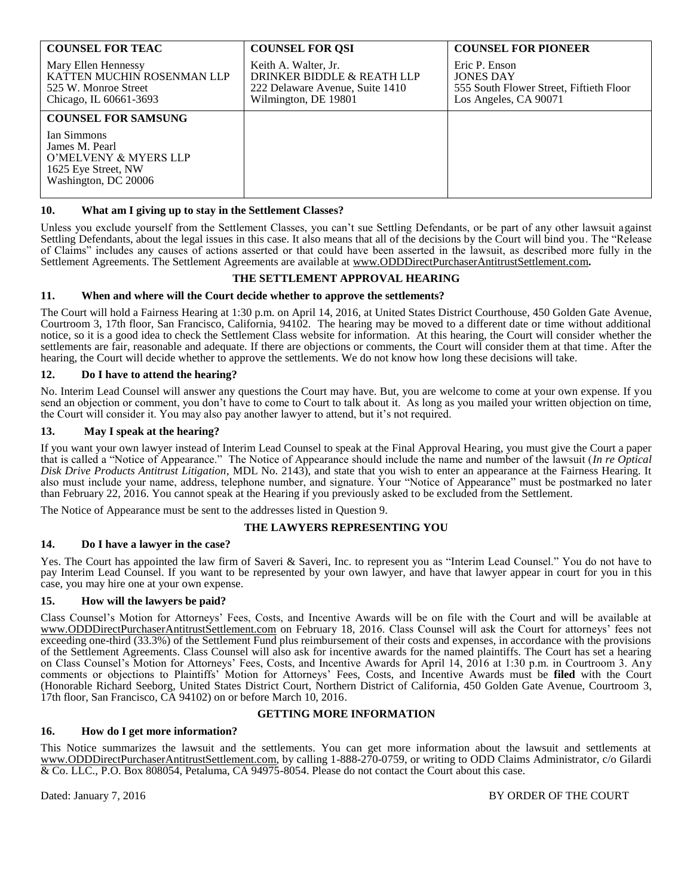| COUNSEL FOR TEAC | COUNSEL FOR QSI | COUNSEL FOR PIONEER |
|---|---|---|
| Mary Ellen Hennessy<br>KATTEN MUCHIN ROSENMAN LLP<br>525 W. Monroe Street<br>Chicago, IL 60661-3693 | Keith A. Walter, Jr.<br>DRINKER BIDDLE & REATH LLP<br>222 Delaware Avenue, Suite 1410<br>Wilmington, DE 19801 | Eric P. Enson<br>JONES DAY<br>555 South Flower Street, Fiftieth Floor<br>Los Angeles, CA 90071 |
| **COUNSEL FOR SAMSUNG**<br>Ian Simmons<br>James M. Pearl<br>O'MELVENY & MYERS LLP<br>1625 Eye Street, NW<br>Washington, DC 20006 | | |

### 10. What am I giving up to stay in the Settlement Classes?

Unless you exclude yourself from the Settlement Classes, you can't sue Settling Defendants, or be part of any other lawsuit against Settling Defendants, about the legal issues in this case. It also means that all of the decisions by the Court will bind you. The "Release of Claims" includes any causes of actions asserted or that could have been asserted in the lawsuit, as described more fully in the Settlement Agreements. The Settlement Agreements are available at www.ODDDirectPurchaserAntitrustSettlement.com.

## THE SETTLEMENT APPROVAL HEARING

### 11. When and where will the Court decide whether to approve the settlements?

The Court will hold a Fairness Hearing at 1:30 p.m. on April 14, 2016, at United States District Courthouse, 450 Golden Gate Avenue, Courtroom 3, 17th floor, San Francisco, California, 94102. The hearing may be moved to a different date or time without additional notice, so it is a good idea to check the Settlement Class website for information. At this hearing, the Court will consider whether the settlements are fair, reasonable and adequate. If there are objections or comments, the Court will consider them at that time. After the hearing, the Court will decide whether to approve the settlements. We do not know how long these decisions will take.

### 12. Do I have to attend the hearing?

No. Interim Lead Counsel will answer any questions the Court may have. But, you are welcome to come at your own expense. If you send an objection or comment, you don't have to come to Court to talk about it. As long as you mailed your written objection on time, the Court will consider it. You may also pay another lawyer to attend, but it's not required.

### 13. May I speak at the hearing?

If you want your own lawyer instead of Interim Lead Counsel to speak at the Final Approval Hearing, you must give the Court a paper that is called a "Notice of Appearance." The Notice of Appearance should include the name and number of the lawsuit (*In re Optical Disk Drive Products Antitrust Litigation*, MDL No. 2143), and state that you wish to enter an appearance at the Fairness Hearing. It also must include your name, address, telephone number, and signature. Your "Notice of Appearance" must be postmarked no later than February 22, 2016. You cannot speak at the Hearing if you previously asked to be excluded from the Settlement.

The Notice of Appearance must be sent to the addresses listed in Question 9.

## THE LAWYERS REPRESENTING YOU

### 14. Do I have a lawyer in the case?

Yes. The Court has appointed the law firm of Saveri & Saveri, Inc. to represent you as "Interim Lead Counsel." You do not have to pay Interim Lead Counsel. If you want to be represented by your own lawyer, and have that lawyer appear in court for you in this case, you may hire one at your own expense.

### 15. How will the lawyers be paid?

Class Counsel's Motion for Attorneys' Fees, Costs, and Incentive Awards will be on file with the Court and will be available at www.ODDDirectPurchaserAntitrustSettlement.com on February 18, 2016. Class Counsel will ask the Court for attorneys' fees not exceeding one-third (33.3%) of the Settlement Fund plus reimbursement of their costs and expenses, in accordance with the provisions of the Settlement Agreements. Class Counsel will also ask for incentive awards for the named plaintiffs. The Court has set a hearing on Class Counsel's Motion for Attorneys' Fees, Costs, and Incentive Awards for April 14, 2016 at 1:30 p.m. in Courtroom 3. Any comments or objections to Plaintiffs' Motion for Attorneys' Fees, Costs, and Incentive Awards must be **filed** with the Court (Honorable Richard Seeborg, United States District Court, Northern District of California, 450 Golden Gate Avenue, Courtroom 3, 17th floor, San Francisco, CA 94102) on or before March 10, 2016.

## GETTING MORE INFORMATION

### 16. How do I get more information?

This Notice summarizes the lawsuit and the settlements. You can get more information about the lawsuit and settlements at www.ODDDirectPurchaserAntitrustSettlement.com, by calling 1-888-270-0759, or writing to ODD Claims Administrator, c/o Gilardi & Co. LLC., P.O. Box 808054, Petaluma, CA 94975-8054. Please do not contact the Court about this case.

Dated: January 7, 2016

BY ORDER OF THE COURT